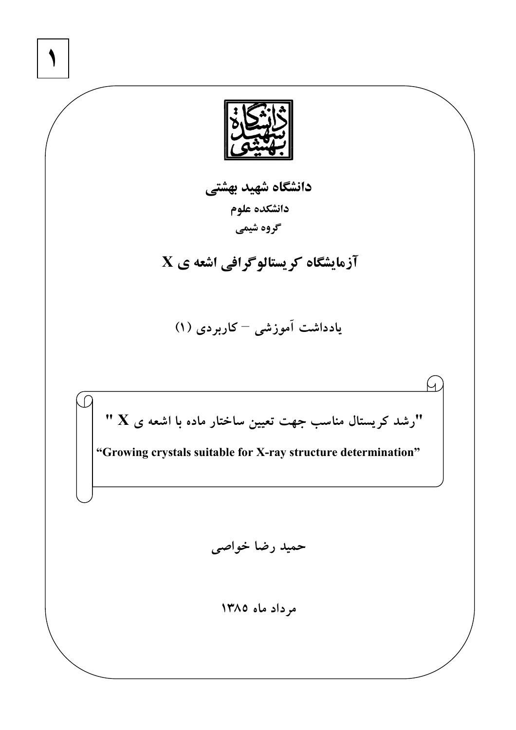۱

**دانشگاه شهید بهشتی**

**دانشکده علوم**

**گروه شیمی**

# آزمایشگاه کریستالوگرافی اشعه ی X

## یادداشت آموزشی – کاربردی (۱)

**"رشد کریستال مناسب جهت تعیین ساختار ماده با اشعه ی X "**

**"Growing crystals suitable for X-ray structure determination"**

**حمید رضا خواصی**

**مرداد ماه ۱۳۸۵**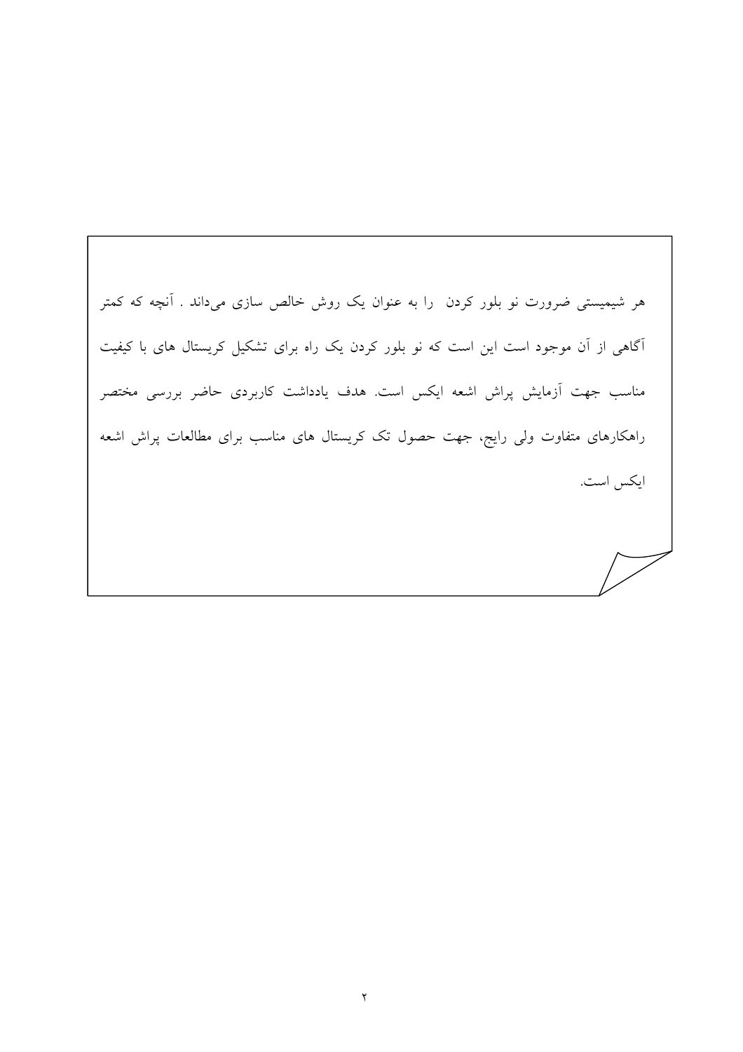هر شیمیستی ضرورت نو بلور کردن  را به عنوان یک روش خالص سازی می‌داند . آنچه که کمتر آگاهی از آن موجود است این است که نو بلور کردن یک راه برای تشکیل کریستال های با کیفیت مناسب جهت آزمایش پراش اشعه ایکس است. هدف یادداشت کاربردی حاضر بررسی مختصر راهکارهای متفاوت ولی رایج، جهت حصول تک کریستال های مناسب برای مطالعات پراش اشعه ایکس است.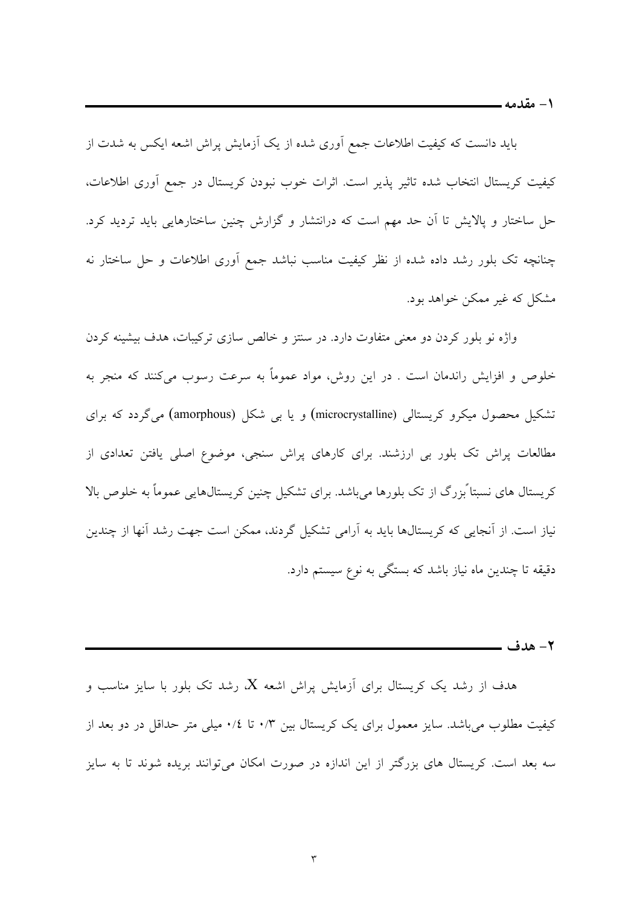## ۱- مقدمه

باید دانست که کیفیت اطلاعات جمع آوری شده از یک آزمایش پراش اشعه ایکس به شدت از کیفیت کریستال انتخاب شده تاثیر پذیر است. اثرات خوب نبودن کریستال در جمع آوری اطلاعات، حل ساختار و پالایش تا آن حد مهم است که درانتشار و گزارش چنین ساختارهایی باید تردید کرد. چنانچه تک بلور رشد داده شده از نظر کیفیت مناسب نباشد جمع آوری اطلاعات و حل ساختار نه مشکل که غیر ممکن خواهد بود.

واژه نو بلور کردن دو معنی متفاوت دارد. در سنتز و خالص سازی ترکیبات، هدف بیشینه کردن خلوص و افزایش راندمان است . در این روش، مواد عموماً به سرعت رسوب می‌کنند که منجر به تشکیل محصول میکرو کریستالی (microcrystalline) و یا بی شکل (amorphous) می‌گردد که برای مطالعات پراش تک بلور بی ارزشند. برای کارهای پراش سنجی، موضوع اصلی یافتن تعدادی از کریستال های نسبتاً بزرگ از تک بلورها می‌باشد. برای تشکیل چنین کریستال‌هایی عموماً به خلوص بالا نیاز است. از آنجایی که کریستال‌ها باید به آرامی تشکیل گردند، ممکن است جهت رشد آنها از چندین دقیقه تا چندین ماه نیاز باشد که بستگی به نوع سیستم دارد.

## ۲- هدف

هدف از رشد یک کریستال برای آزمایش پراش اشعه X، رشد تک بلور با سایز مناسب و کیفیت مطلوب می‌باشد. سایز معمول برای یک کریستال بین ۰/۳ تا ۰/٤ میلی متر حداقل در دو بعد از سه بعد است. کریستال های بزرگتر از این اندازه در صورت امکان می‌توانند بریده شوند تا به سایز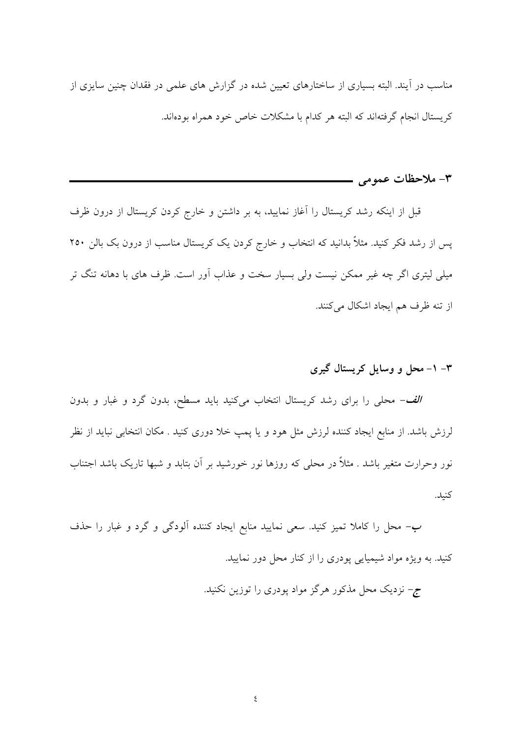مناسب در آیند. البته بسیاری از ساختارهای تعیین شده در گزارش های علمی در فقدان چنین سایزی از کریستال انجام گرفته‌اند که البته هر کدام با مشکلات خاص خود همراه بوده‌اند.

## ۳- ملاحظات عمومی

قبل از اینکه رشد کریستال را آغاز نمایید، به بر داشتن و خارج کردن کریستال از درون ظرف پس از رشد فکر کنید. مثلاً بدانید که انتخاب و خارج کردن یک کریستال مناسب از درون بک بالن ۲۵۰ میلی لیتری اگر چه غیر ممکن نیست ولی بسیار سخت و عذاب آور است. ظرف های با دهانه تنگ تر از تنه ظرف هم ایجاد اشکال می‌کنند.

### ۳- ۱- محل و وسایل کریستال گیری

***الف***- محلی را برای رشد کریستال انتخاب می‌کنید باید مسطح، بدون گرد و غبار و بدون لرزش باشد. از منابع ایجاد کننده لرزش مثل هود و یا پمپ خلا دوری کنید . مکان انتخابی نباید از نظر نور وحرارت متغیر باشد . مثلاً در محلی که روزها نور خورشید بر آن بتابد و شبها تاریک باشد اجتناب کنید.

**ب**- محل را کاملا تمیز کنید. سعی نمایید منابع ایجاد کننده آلودگی و گرد و غبار را حذف کنید. به ویژه مواد شیمیایی پودری را از کنار محل دور نمایید.

**ج**- نزدیک محل مذکور هرگز مواد پودری را توزین نکنید.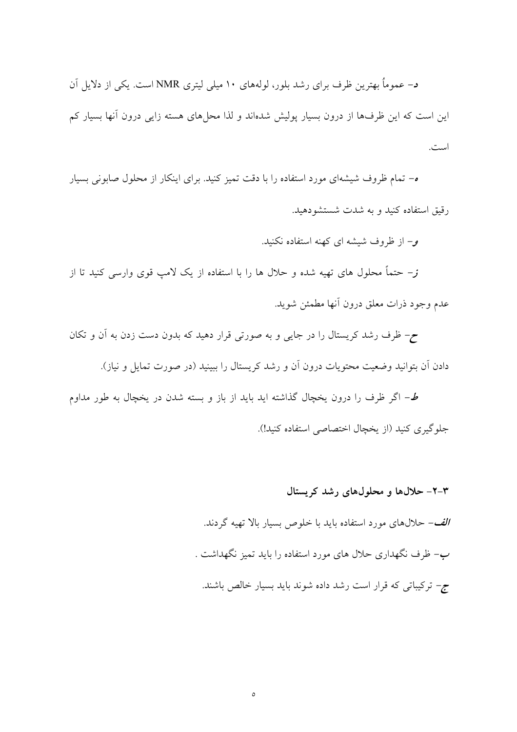***د***- عموماً بهترین ظرف برای رشد بلور، لوله‌های ۱۰ میلی لیتری NMR است. یکی از دلایل آن این است که این ظرف‌ها از درون بسیار پولیش شده‌اند و لذا محل‌های هسته زایی درون آنها بسیار کم است.

***ه***- تمام ظروف شیشه‌ای مورد استفاده را با دقت تمیز کنید. برای اینکار از محلول صابونی بسیار رقیق استفاده کنید و به شدت شستشو دهید.

***و***- از ظروف شیشه ای کهنه استفاده نکنید.

***ز***- حتماً محلول های تهیه شده و حلال ها را با استفاده از یک لامپ قوی وارسی کنید تا از عدم وجود ذرات معلق درون آنها مطمئن شوید.

***ح***- ظرف رشد کریستال را در جایی و به صورتی قرار دهید که بدون دست زدن به آن و تکان دادن آن بتوانید وضعیت محتویات درون آن و رشد کریستال را ببینید (در صورت تمایل و نیاز).

***ط***- اگر ظرف را درون یخچال گذاشته اید باید از باز و بسته شدن در یخچال به طور مداوم جلوگیری کنید (از یخچال اختصاصی استفاده کنید!).

### ۳-۲- حلال‌ها و محلول‌های رشد کریستال

***الف***- حلال‌های مورد استفاده باید با خلوص بسیار بالا تهیه گردند.

***ب***- ظرف نگهداری حلال های مورد استفاده را باید تمیز نگهداشت .

***ج***- ترکیباتی که قرار است رشد داده شوند باید بسیار خالص باشند.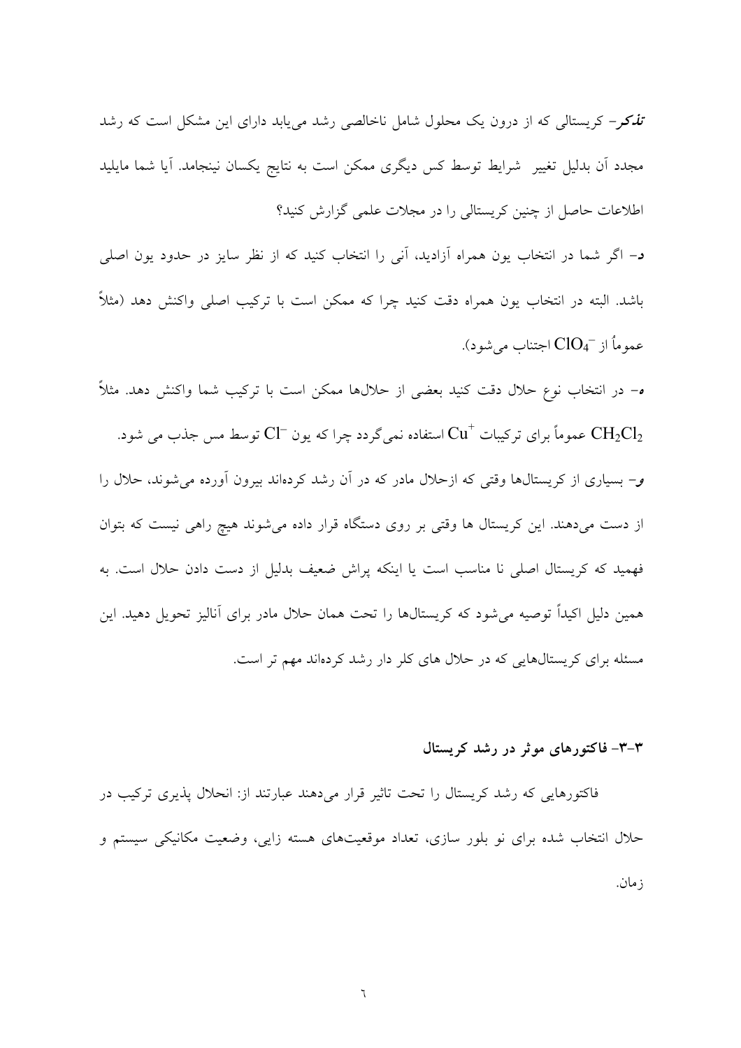***تذکر***- کریستالی که از درون یک محلول شامل ناخالصی رشد می‌یابد دارای این مشکل است که رشد مجدد آن بدلیل تغییر شرایط توسط کس دیگری ممکن است به نتایج یکسان نینجامد. آیا شما مایلید اطلاعات حاصل از چنین کریستالی را در مجلات علمی گزارش کنید؟

**د**- اگر شما در انتخاب یون همراه آزادید، آنی را انتخاب کنید که از نظر سایز در حدود یون اصلی باشد. البته در انتخاب یون همراه دقت کنید چرا که ممکن است با ترکیب اصلی واکنش دهد (مثلاً عموماً از $ClO_4^-$ اجتناب می‌شود).

**ه**- در انتخاب نوع حلال دقت کنید بعضی از حلال‌ها ممکن است با ترکیب شما واکنش دهد. مثلاً $CH_2Cl_2$ عموماً برای ترکیبات $Cu^+$ استفاده نمی‌گردد چرا که یون $Cl^-$ توسط مس جذب می شود.

**و**- بسیاری از کریستال‌ها وقتی که ازحلال مادر که در آن رشد کرده‌اند بیرون آورده می‌شوند، حلال را از دست می‌دهند. این کریستال ها وقتی بر روی دستگاه قرار داده می‌شوند هیچ راهی نیست که بتوان فهمید که کریستال اصلی نا مناسب است یا اینکه پراش ضعیف بدلیل از دست دادن حلال است. به همین دلیل اکیداً توصیه می‌شود که کریستال‌ها را تحت همان حلال مادر برای آنالیز تحویل دهید. این مسئله برای کریستال‌هایی که در حلال های کلر دار رشد کرده‌اند مهم تر است.

### ۳-۳- فاکتورهای موثر در رشد کریستال

فاکتورهایی که رشد کریستال را تحت تاثیر قرار می‌دهند عبارتند از: انحلال پذیری ترکیب در حلال انتخاب شده برای نو بلور سازی، تعداد موقعیت‌های هسته زایی، وضعیت مکانیکی سیستم و زمان.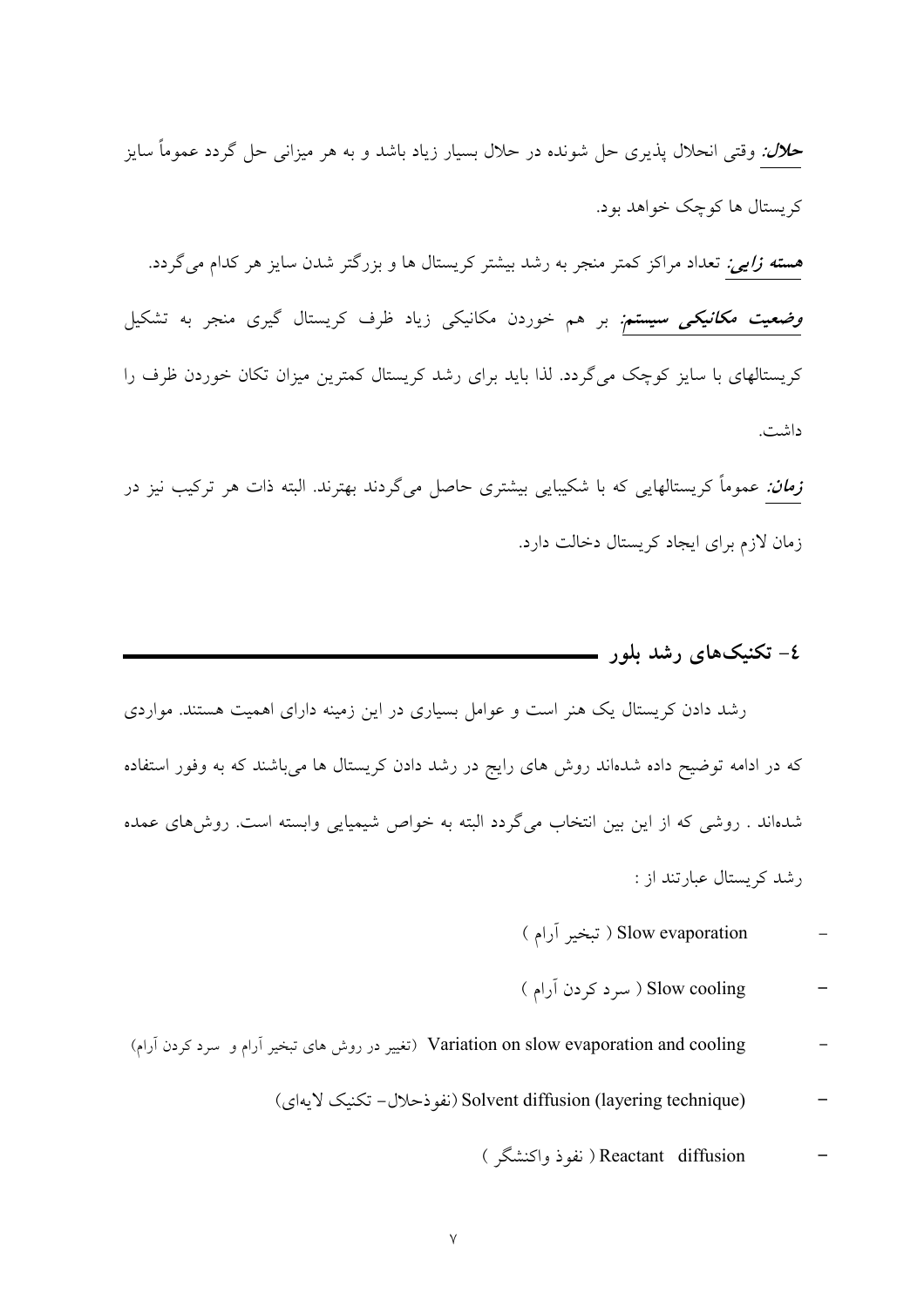***حلال:*** وقتی انحلال پذیری حل شونده در حلال بسیار زیاد باشد و به هر میزانی حل گردد عموماً سایز کریستال ها کوچک خواهد بود.

***هسته زایی:*** تعداد مراکز کمتر منجر به رشد بیشتر کریستال ها و بزرگتر شدن سایز هر کدام می‌گردد.

***وضعیت مکانیکی سیستم:*** بر هم خوردن مکانیکی زیاد ظرف کریستال گیری منجر به تشکیل کریستالهای با سایز کوچک می‌گردد. لذا باید برای رشد کریستال کمترین میزان تکان خوردن ظرف را داشت.

***زمان:*** عموماً کریستالهایی که با شکیبایی بیشتری حاصل می‌گردند بهترند. البته ذات هر ترکیب نیز در زمان لازم برای ایجاد کریستال دخالت دارد.

## ٤- تکنیک‌های رشد بلور

رشد دادن کریستال یک هنر است و عوامل بسیاری در این زمینه دارای اهمیت هستند. مواردی که در ادامه توضیح داده شده‌اند روش های رایج در رشد دادن کریستال ها می‌باشند که به وفور استفاده شده‌اند . روشی که از این بین انتخاب می‌گردد البته به خواص شیمیایی وابسته است. روش‌های عمده رشد کریستال عبارتند از :

- Slow evaporation ( تبخیر آرام )
- Slow cooling ( سرد کردن آرام )
- Variation on slow evaporation and cooling (تغییر در روش های تبخیر آرام و سرد کردن آرام)
- Solvent diffusion (layering technique) (نفوذحلال- تکنیک لایه‌ای)
- Reactant diffusion ( نفوذ واکنشگر )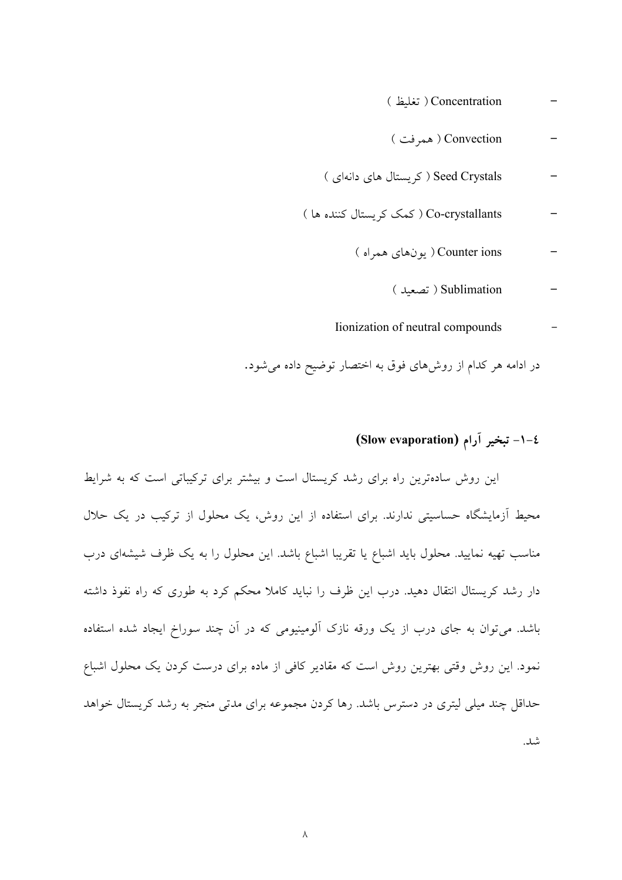- Concentration ( تغلیظ )
- Convection ( همرفت )
- Seed Crystals ( کریستال های دانه‌ای )
- Co-crystallants ( کمک کریستال کننده ها )
- Counter ions ( یون‌های همراه )
- Sublimation ( تصعید )
- Iionization of neutral compounds

در ادامه هر کدام از روش‌های فوق به اختصار توضیح داده می‌شود.

### ٤-١- تبخیر آرام (Slow evaporation)

این روش ساده‌ترین راه برای رشد کریستال است و بیشتر برای ترکیباتی است که به شرایط محیط آزمایشگاه حساسیتی ندارند. برای استفاده از این روش، یک محلول از ترکیب در یک حلال مناسب تهیه نمایید. محلول باید اشباع یا تقریبا اشباع باشد. این محلول را به یک ظرف شیشه‌ای درب دار رشد کریستال انتقال دهید. درب این ظرف را نباید کاملا محکم کرد به طوری که راه نفوذ داشته باشد. می‌توان به جای درب از یک ورقه نازک آلومینیومی که در آن چند سوراخ ایجاد شده استفاده نمود. این روش وقتی بهترین روش است که مقادیر کافی از ماده برای درست کردن یک محلول اشباع حداقل چند میلی لیتری در دسترس باشد. رها کردن مجموعه برای مدتی منجر به رشد کریستال خواهد شد.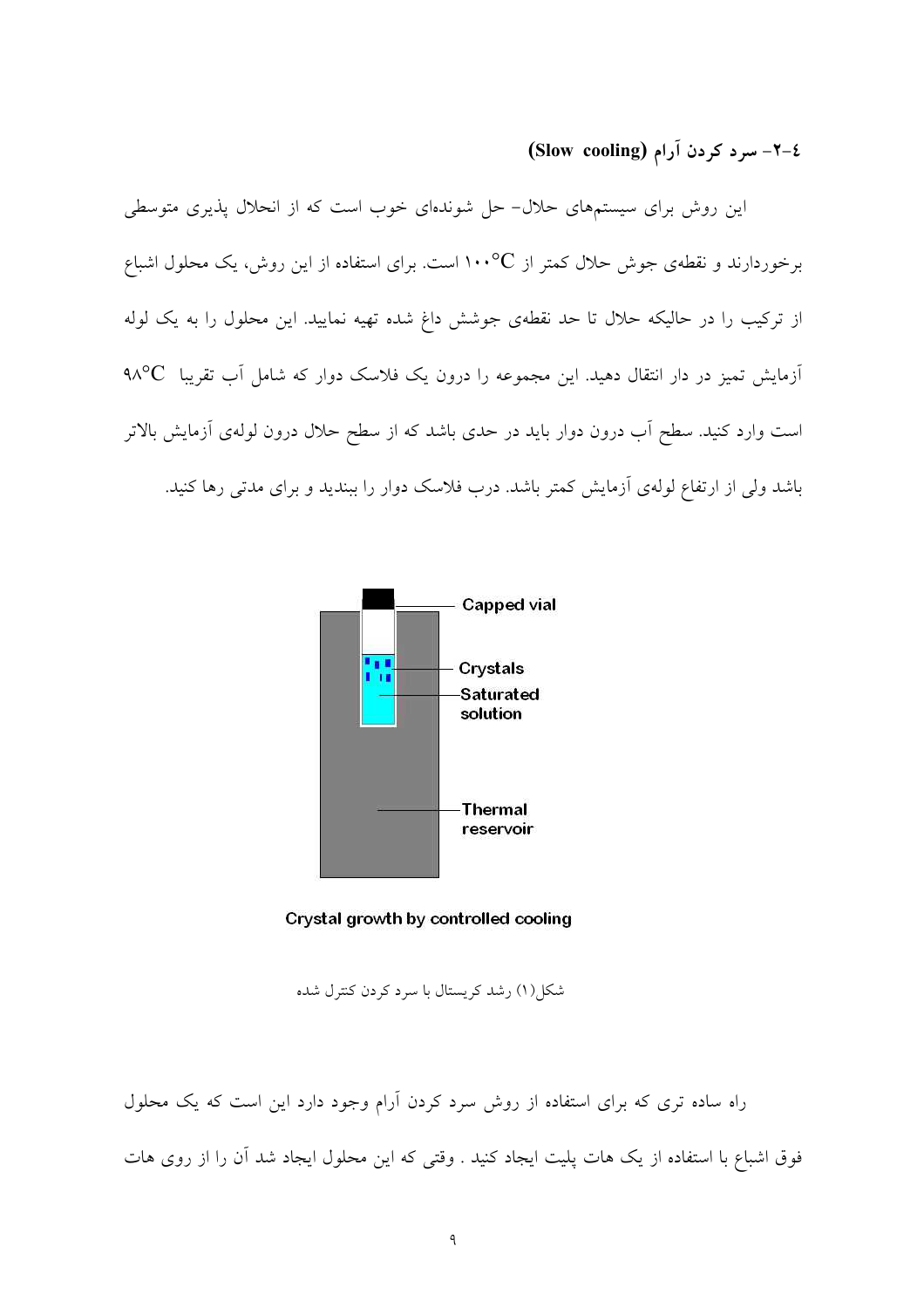### ٤-٢- سرد کردن آرام (Slow cooling)

این روش برای سیستم‌های حلال- حل شونده‌ای خوب است که از انحلال پذیری متوسطی برخوردارند و نقطه‌ی جوش حلال کمتر از $100^{\circ}C$ است. برای استفاده از این روش، یک محلول اشباع از ترکیب را در حالیکه حلال تا حد نقطه‌ی جوشش داغ شده تهیه نمایید. این محلول را به یک لوله آزمایش تمیز در دار انتقال دهید. این مجموعه را درون یک فلاسک دوار که شامل آب تقریبا $98^{\circ}C$ است وارد کنید. سطح آب درون دوار باید در حدی باشد که از سطح حلال درون لوله‌ی آزمایش بالاتر باشد ولی از ارتفاع لوله‌ی آزمایش کمتر باشد. درب فلاسک دوار را ببندید و برای مدتی رها کنید.

Capped vial

Crystals

Saturated solution

Thermal reservoir

Crystal growth by controlled cooling

شکل(۱) رشد کریستال با سرد کردن کنترل شده

راه ساده تری که برای استفاده از روش سرد کردن آرام وجود دارد این است که یک محلول فوق اشباع با استفاده از یک هات پلیت ایجاد کنید . وقتی که این محلول ایجاد شد آن را از روی هات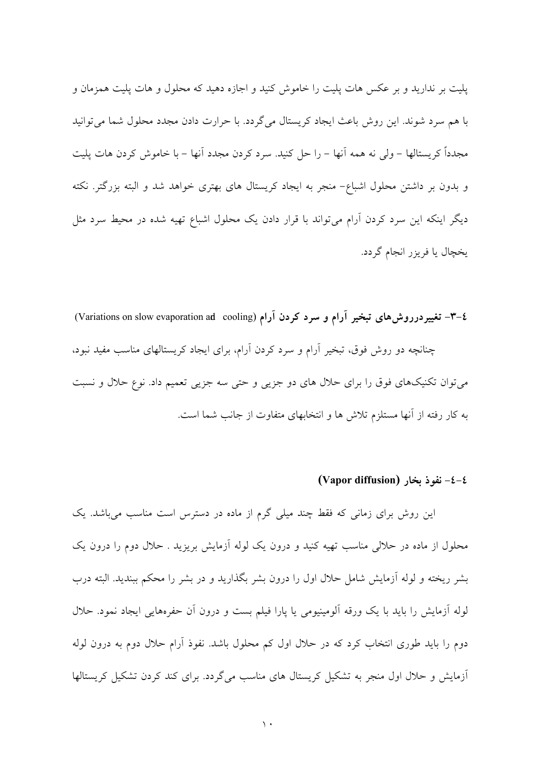پلیت بر ندارید و بر عکس هات پلیت را خاموش کنید و اجازه دهید که محلول و هات پلیت همزمان و با هم سرد شوند. این روش باعث ایجاد کریستال می‌گردد. با حرارت دادن مجدد محلول شما می‌توانید مجدداً کریستالها – ولی نه همه آنها – را حل کنید. سرد کردن مجدد آنها – با خاموش کردن هات پلیت و بدون بر داشتن محلول اشباع– منجر به ایجاد کریستال های بهتری خواهد شد و البته بزرگتر. نکته دیگر اینکه این سرد کردن آرام می‌تواند با قرار دادن یک محلول اشباع تهیه شده در محیط سرد مثل یخچال یا فریزر انجام گردد.

### ٤-٣- تغییردرروش‌های تبخیر آرام و سرد کردن آرام (Variations on slow evaporation ad cooling)

چنانچه دو روش فوق، تبخیر آرام و سرد کردن آرام، برای ایجاد کریستالهای مناسب مفید نبود، می‌توان تکنیک‌های فوق را برای حلال های دو جزیی و حتی سه جزیی تعمیم داد. نوع حلال و نسبت به کار رفته از آنها مستلزم تلاش ها و انتخابهای متفاوت از جانب شما است.

### ٤-٤- نفوذ بخار (Vapor diffusion)

این روش برای زمانی که فقط چند میلی گرم از ماده در دسترس است مناسب می‌باشد. یک محلول از ماده در حلالی مناسب تهیه کنید و درون یک لوله آزمایش بریزید . حلال دوم را درون یک بشر ریخته و لوله آزمایش شامل حلال اول را درون بشر بگذارید و در بشر را محکم ببندید. البته درب لوله آزمایش را باید با یک ورقه آلومینیومی یا پارا فیلم بست و درون آن حفره‌هایی ایجاد نمود. حلال دوم را باید طوری انتخاب کرد که در حلال اول کم محلول باشد. نفوذ آرام حلال دوم به درون لوله آزمایش و حلال اول منجر به تشکیل کریستال های مناسب می‌گردد. برای کند کردن تشکیل کریستالها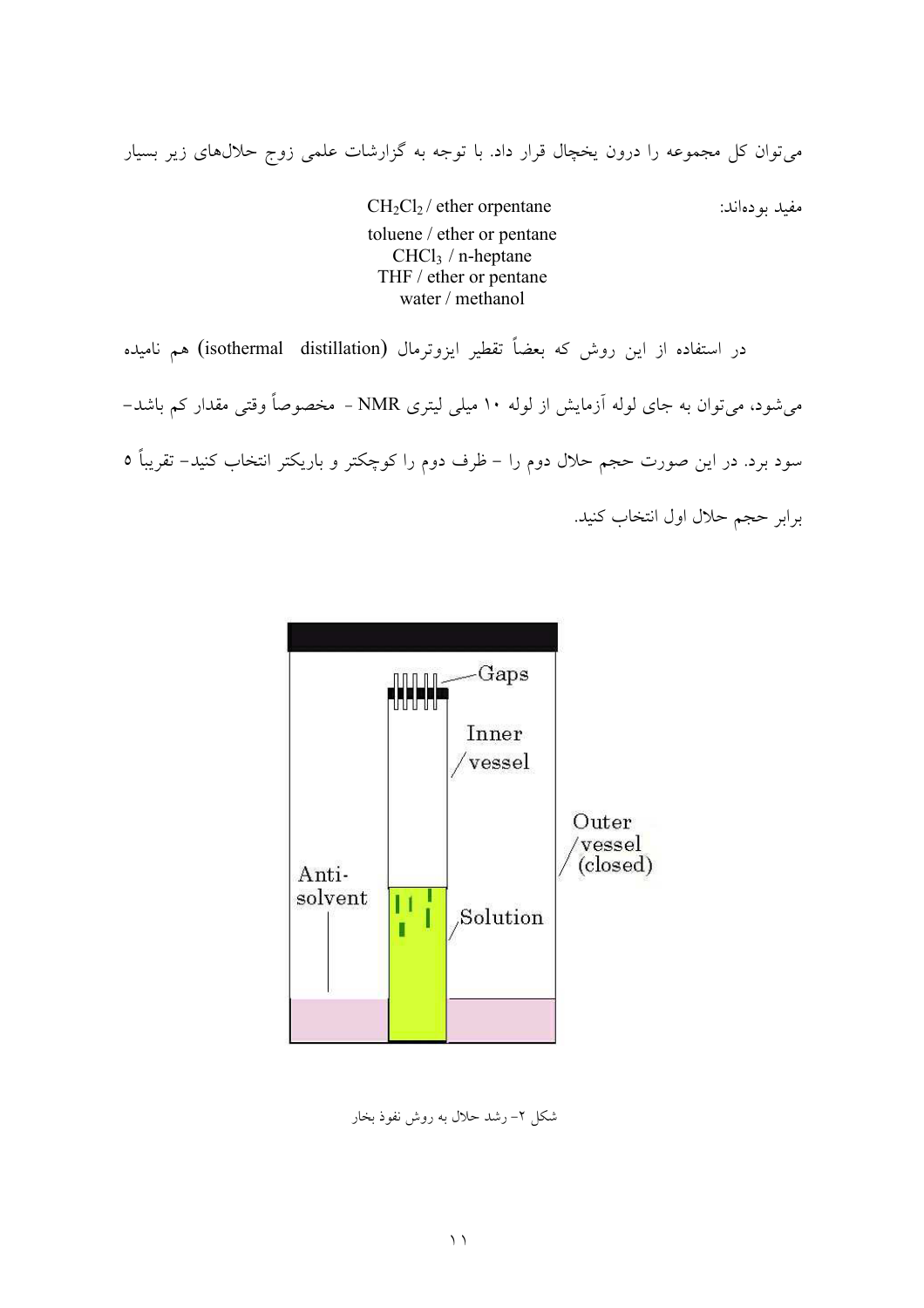می‌توان کل مجموعه را درون یخچال قرار داد. با توجه به گزارشات علمی زوج حلال‌های زیر بسیار مفید بوده‌اند:

$CH_2Cl_2$ / ether orpentane
toluene / ether or pentane
$CHCl_3$ / n-heptane
THF / ether or pentane
water / methanol

در استفاده از این روش که بعضاً تقطیر ایزوترمال (isothermal distillation) هم نامیده می‌شود، می‌توان به جای لوله آزمایش از لوله ۱۰ میلی لیتری NMR - مخصوصاً وقتی مقدار کم باشد- سود برد. در این صورت حجم حلال دوم را - ظرف دوم را کوچکتر و باریکتر انتخاب کنید- تقریباً ۵ برابر حجم حلال اول انتخاب کنید.

شکل ۲- رشد حلال به روش نفوذ بخار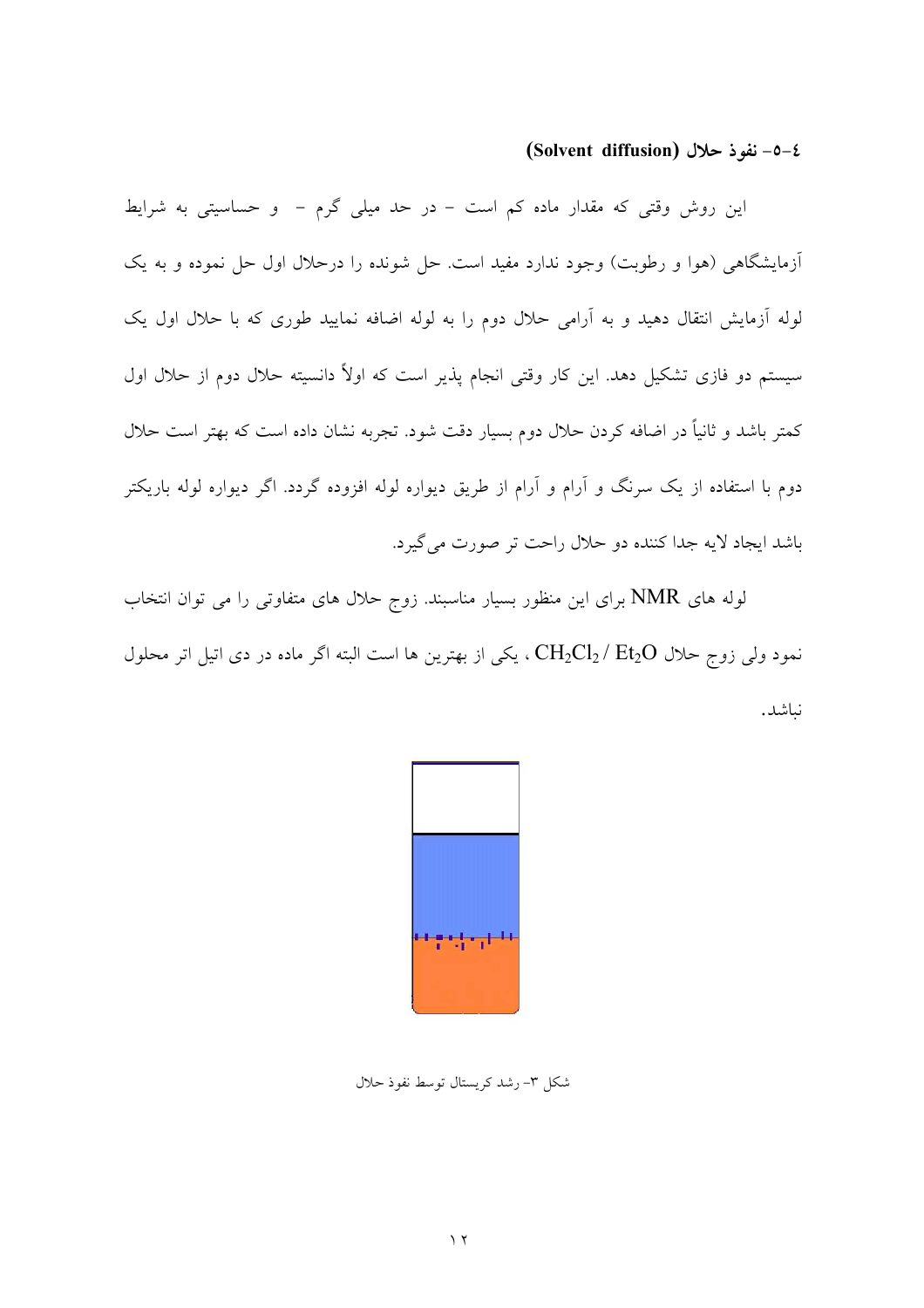### ٤-٥- نفوذ حلال (Solvent diffusion)

این روش وقتی که مقدار ماده کم است - در حد میلی گرم - و حساسیتی به شرایط آزمایشگاهی (هوا و رطوبت) وجود ندارد مفید است. حل شونده را درحلال اول حل نموده و به یک لوله آزمایش انتقال دهید و به آرامی حلال دوم را به لوله اضافه نمایید طوری که با حلال اول یک سیستم دو فازی تشکیل دهد. این کار وقتی انجام پذیر است که اولاً دانسیته حلال دوم از حلال اول کمتر باشد و ثانیاً در اضافه کردن حلال دوم بسیار دقت شود. تجربه نشان داده است که بهتر است حلال دوم با استفاده از یک سرنگ و آرام و آرام از طریق دیواره لوله افزوده گردد. اگر دیواره لوله باریکتر باشد ایجاد لایه جدا کننده دو حلال راحت تر صورت می‌گیرد.

لوله های NMR برای این منظور بسیار مناسبند. زوج حلال های متفاوتی را می توان انتخاب نمود ولی زوج حلال $CH_2Cl_2$ / $Et_2O$ ، یکی از بهترین ها است البته اگر ماده در دی اتیل اتر محلول نباشد.

شکل ۳- رشد کریستال توسط نفوذ حلال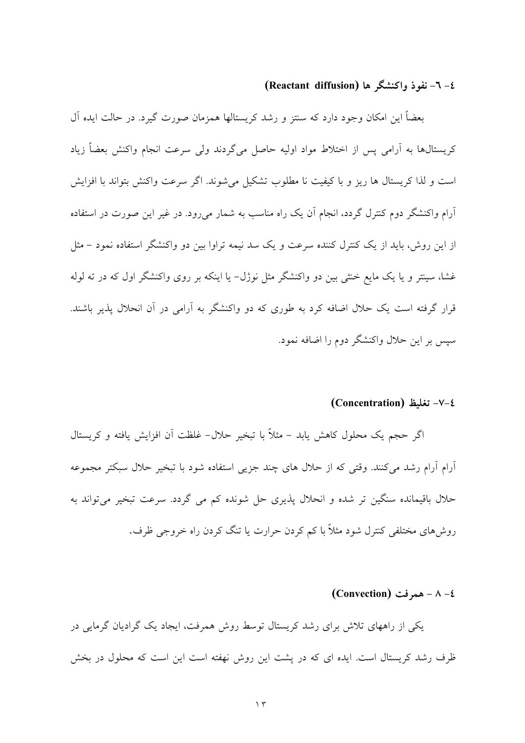### ٤-٦- نفوذ واکنشگر ها (Reactant diffusion)

بعضاً این امکان وجود دارد که سنتز و رشد کریستالها همزمان صورت گیرد. در حالت ایده آل کریستال‌ها به آرامی پس از اختلاط مواد اولیه حاصل می‌گردند ولی سرعت انجام واکنش بعضاً زیاد است و لذا کریستال ها ریز و با کیفیت نا مطلوب تشکیل می‌شوند. اگر سرعت واکنش بتواند با افزایش آرام واکنشگر دوم کنترل گردد، انجام آن یک راه مناسب به شمار می‌رود. در غیر این صورت در استفاده از این روش، باید از یک کنترل کننده سرعت و یک سد نیمه تراوا بین دو واکنشگر استفاده نمود – مثل غشا، سینتر و یا یک مایع خنثی بین دو واکنشگر مثل نوژل- یا اینکه بر روی واکنشگر اول که در ته لوله قرار گرفته است یک حلال اضافه کرد به طوری که دو واکنشگر به آرامی در آن انحلال پذیر باشند. سپس بر این حلال واکنشگر دوم را اضافه نمود.

### ٤-٧- تغلیظ (Concentration)

اگر حجم یک محلول کاهش یابد – مثلاً با تبخیر حلال- غلظت آن افزایش یافته و کریستال آرام آرام رشد می‌کنند. وقتی که از حلال های چند جزیی استفاده شود با تبخیر حلال سبکتر مجموعه حلال باقیمانده سنگین تر شده و انحلال پذیری حل شونده کم می گردد. سرعت تبخیر می‌تواند به روش‌های مختلفی کنترل شود مثلاً با کم کردن حرارت یا تنگ کردن راه خروجی ظرف.

### ٤- ٨ – همرفت (Convection)

یکی از راههای تلاش برای رشد کریستال توسط روش همرفت، ایجاد یک گرادیان گرمایی در ظرف رشد کریستال است. ایده ای که در پشت این روش نهفته است این است که محلول در بخش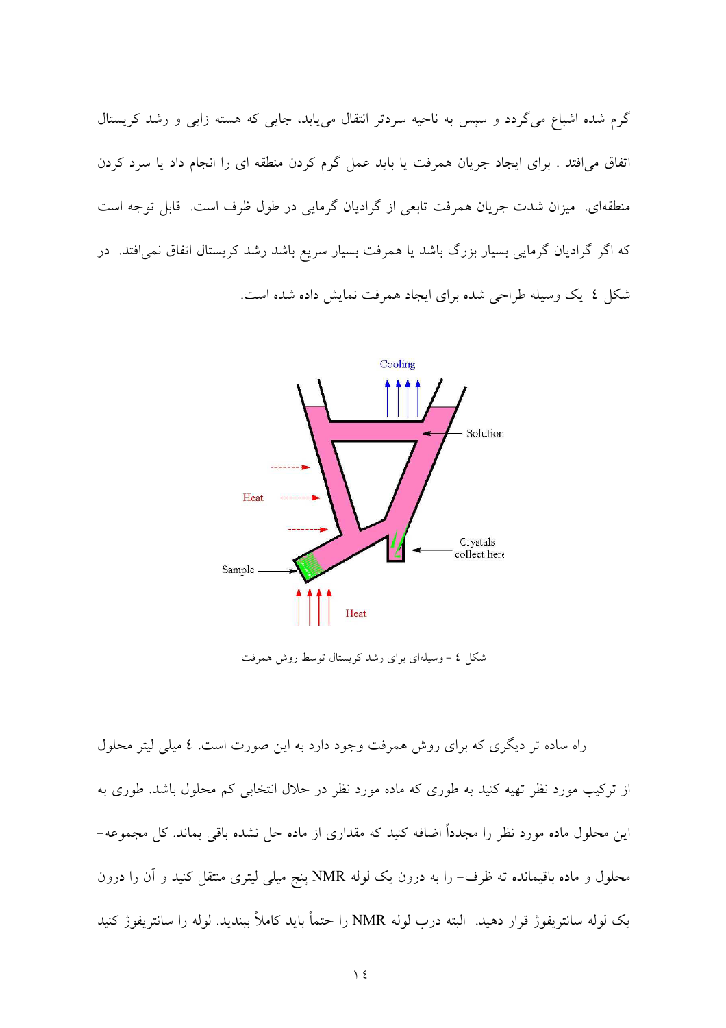گرم شده اشباع می‌گردد و سپس به ناحیه سردتر انتقال می‌یابد، جایی که هسته زایی و رشد کریستال اتفاق می‌افتد . برای ایجاد جریان همرفت یا باید عمل گرم کردن منطقه ای را انجام داد یا سرد کردن منطقه‌ای. میزان شدت جریان همرفت تابعی از گرادیان گرمایی در طول ظرف است. قابل توجه است که اگر گرادیان گرمایی بسیار بزرگ باشد یا همرفت بسیار سریع باشد رشد کریستال اتفاق نمی‌افتد. در شکل ٤ یک وسیله طراحی شده برای ایجاد همرفت نمایش داده شده است.

شکل ٤ – وسیله‌ای برای رشد کریستال توسط روش همرفت

راه ساده تر دیگری که برای روش همرفت وجود دارد به این صورت است. ٤ میلی لیتر محلول از ترکیب مورد نظر تهیه کنید به طوری که ماده مورد نظر در حلال انتخابی کم محلول باشد. طوری به این محلول ماده مورد نظر را مجدداً اضافه کنید که مقداری از ماده حل نشده باقی بماند. کل مجموعه- محلول و ماده باقیمانده ته ظرف- را به درون یک لوله NMR پنج میلی لیتری منتقل کنید و آن را درون یک لوله سانتریفوژ قرار دهید. البته درب لوله NMR را حتماً باید کاملاً ببندید. لوله را سانتریفوژ کنید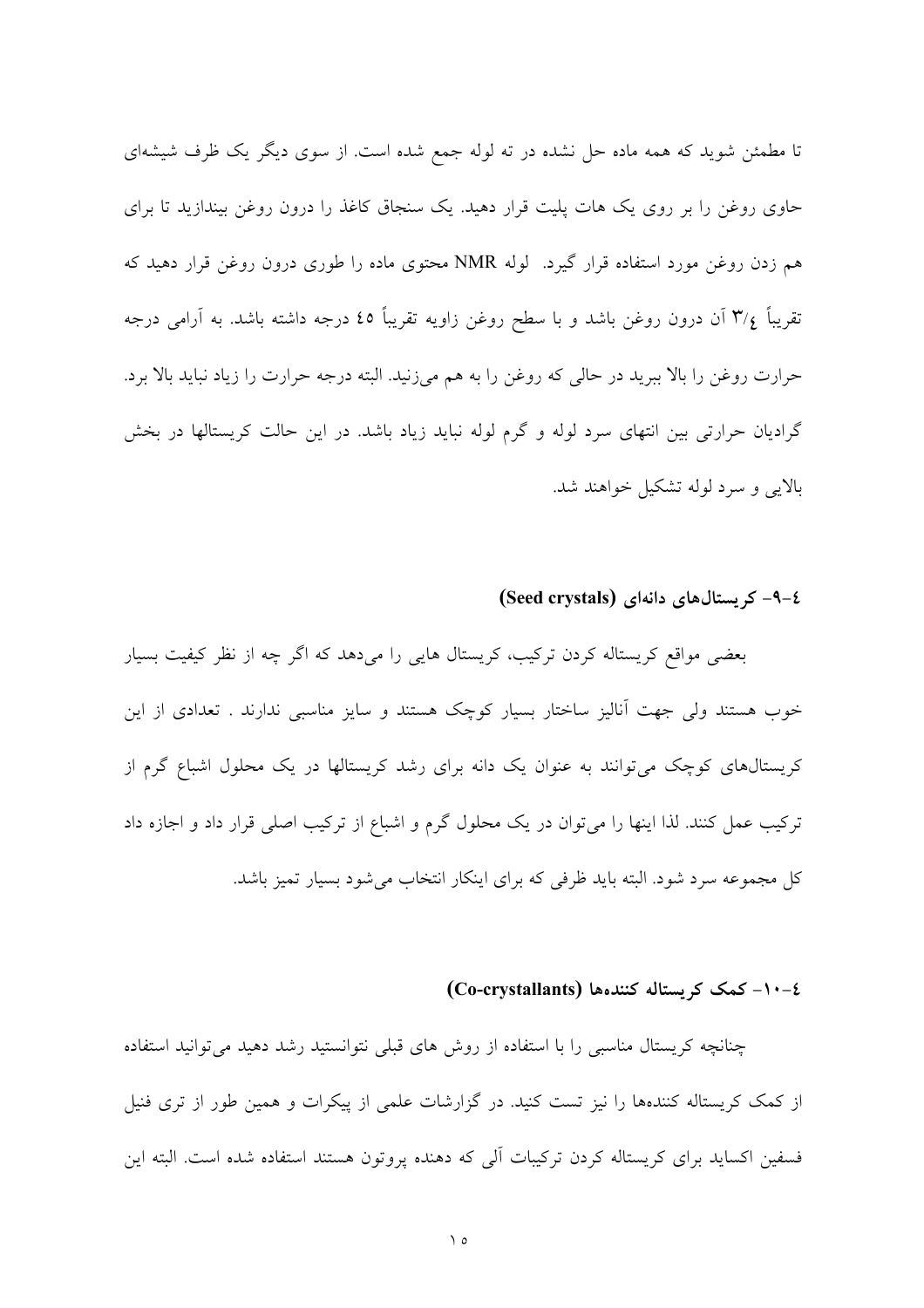تا مطمئن شوید که همه ماده حل نشده در ته لوله جمع شده است. از سوی دیگر یک ظرف شیشه‌ای حاوی روغن را بر روی یک هات پلیت قرار دهید. یک سنجاق کاغذ را درون روغن بیندازید تا برای هم زدن روغن مورد استفاده قرار گیرد. لوله NMR محتوی ماده را طوری درون روغن قرار دهید که تقریباً ۳/٤ آن درون روغن باشد و با سطح روغن زاویه تقریباً ٤٥ درجه داشته باشد. به آرامی درجه حرارت روغن را بالا ببرید در حالی که روغن را به هم می‌زنید. البته درجه حرارت را زیاد نباید بالا برد. گرادیان حرارتی بین انتهای سرد لوله و گرم لوله نباید زیاد باشد. در این حالت کریستالها در بخش بالایی و سرد لوله تشکیل خواهند شد.

### ٤-٩- کریستال‌های دانه‌ای (Seed crystals)

بعضی مواقع کریستاله کردن ترکیب، کریستال هایی را می‌دهد که اگر چه از نظر کیفیت بسیار خوب هستند ولی جهت آنالیز ساختار بسیار کوچک هستند و سایز مناسبی ندارند . تعدادی از این کریستال‌های کوچک می‌توانند به عنوان یک دانه برای رشد کریستالها در یک محلول اشباع گرم از ترکیب عمل کنند. لذا اینها را می‌توان در یک محلول گرم و اشباع از ترکیب اصلی قرار داد و اجازه داد کل مجموعه سرد شود. البته باید ظرفی که برای اینکار انتخاب می‌شود بسیار تمیز باشد.

### ٤-١٠- کمک کریستاله کننده‌ها (Co-crystallants)

چنانچه کریستال مناسبی را با استفاده از روش های قبلی نتوانستید رشد دهید می‌توانید استفاده از کمک کریستاله کننده‌ها را نیز تست کنید. در گزارشات علمی از پیکرات و همین طور از تری فنیل فسفین اکساید برای کریستاله کردن ترکیبات آلی که دهنده پروتون هستند استفاده شده است. البته این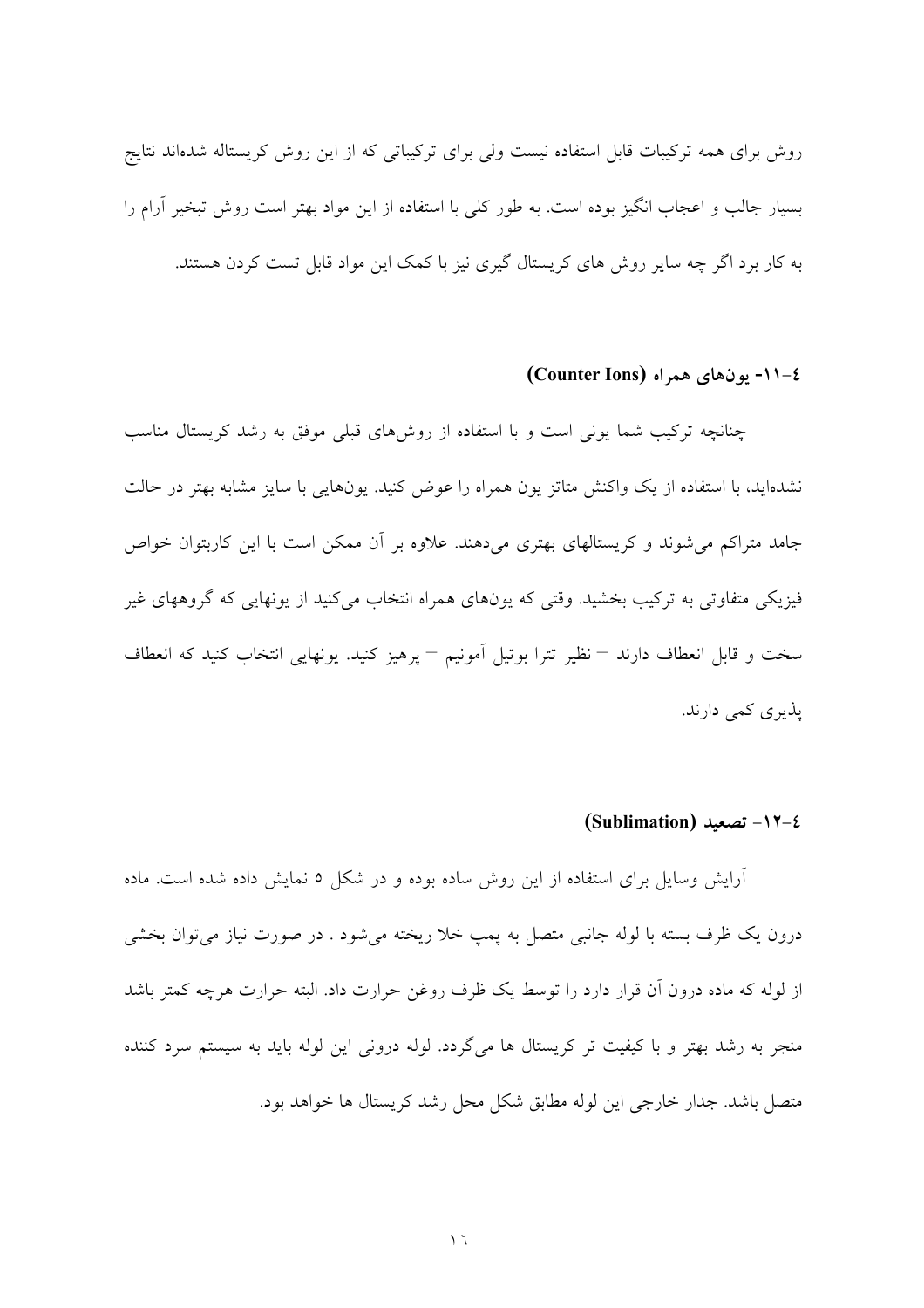روش برای همه ترکیبات قابل استفاده نیست ولی برای ترکیباتی که از این روش کریستاله شده‌اند نتایج بسیار جالب و اعجاب انگیز بوده است. به طور کلی با استفاده از این مواد بهتر است روش تبخیر آرام را به کار برد اگر چه سایر روش های کریستال گیری نیز با کمک این مواد قابل تست کردن هستند.

### ٤-١١- یون‌های همراه (Counter Ions)

چنانچه ترکیب شما یونی است و با استفاده از روش‌های قبلی موفق به رشد کریستال مناسب نشده‌اید، با استفاده از یک واکنش متاتز یون همراه را عوض کنید. یون‌هایی با سایز مشابه بهتر در حالت جامد متراکم می‌شوند و کریستالهای بهتری می‌دهند. علاوه بر آن ممکن است با این کاربتوان خواص فیزیکی متفاوتی به ترکیب بخشید. وقتی که یون‌های همراه انتخاب می‌کنید از یونهایی که گروههای غیر سخت و قابل انعطاف دارند – نظیر تترا بوتیل آمونیم – پرهیز کنید. یونهایی انتخاب کنید که انعطاف پذیری کمی دارند.

### ٤-١٢- تصعید (Sublimation)

آرایش وسایل برای استفاده از این روش ساده بوده و در شکل ٥ نمایش داده شده است. ماده درون یک ظرف بسته با لوله جانبی متصل به پمپ خلا ریخته می‌شود . در صورت نیاز می‌توان بخشی از لوله که ماده درون آن قرار دارد را توسط یک ظرف روغن حرارت داد. البته حرارت هرچه کمتر باشد منجر به رشد بهتر و با کیفیت تر کریستال ها می‌گردد. لوله درونی این لوله باید به سیستم سرد کننده متصل باشد. جدار خارجی این لوله مطابق شکل محل رشد کریستال ها خواهد بود.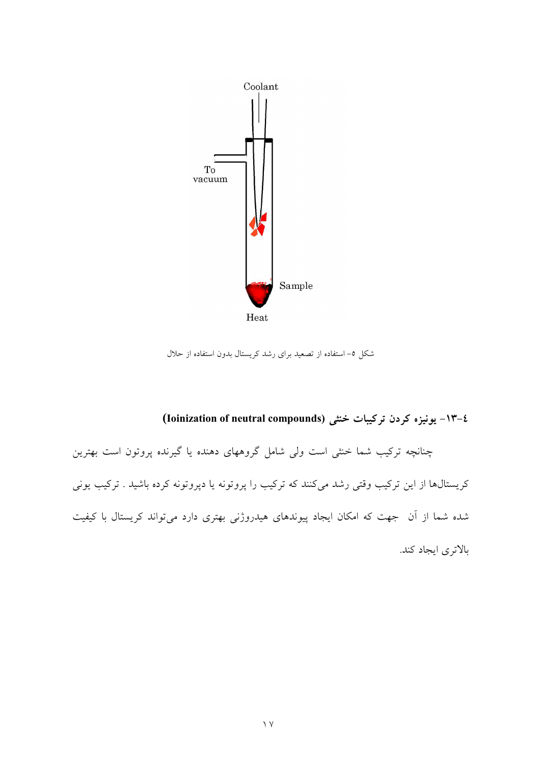Coolant

To vacuum

Sample

Heat

شکل ۵- استفاده از تصعید برای رشد کریستال بدون استفاده از حلال

## ۴-۱۳- یونیزه کردن ترکیبات خنثی (Ioinization of neutral compounds)

چنانچه ترکیب شما خنثی است ولی شامل گروههای دهنده یا گیرنده پروتون است بهترین کریستال‌ها از این ترکیب وقتی رشد می‌کنند که ترکیب را پروتونه یا دپروتونه کرده باشید . ترکیب یونی شده شما از آن جهت که امکان ایجاد پیوندهای هیدروژنی بهتری دارد می‌تواند کریستال با کیفیت بالاتری ایجاد کند.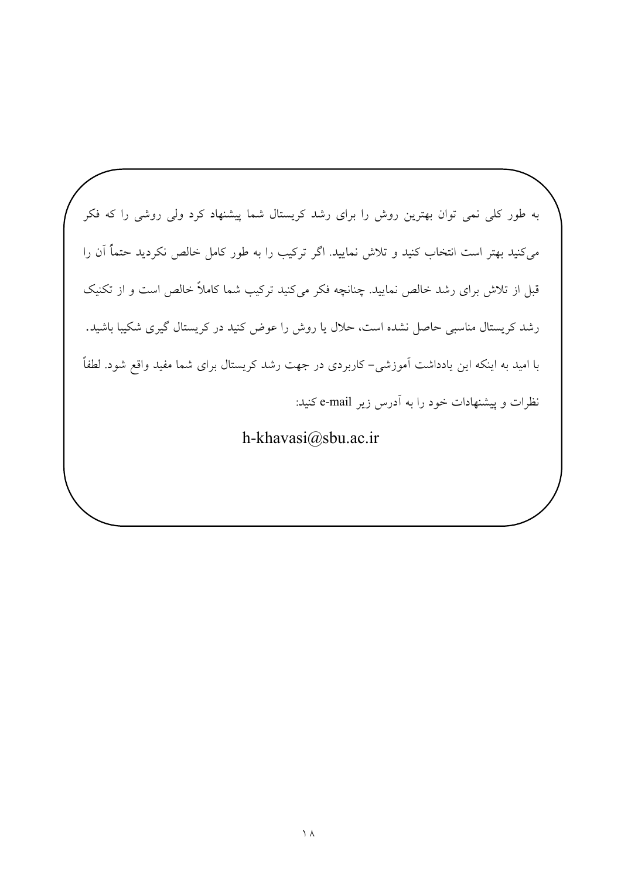به طور کلی نمی توان بهترین روش را برای رشد کریستال شما پیشنهاد کرد ولی روشی را که فکر می‌کنید بهتر است انتخاب کنید و تلاش نمایید. اگر ترکیب را به طور کامل خالص نکردید حتماً آن را قبل از تلاش برای رشد خالص نمایید. چنانچه فکر می‌کنید ترکیب شما کاملاً خالص است و از تکنیک رشد کریستال مناسبی حاصل نشده است، حلال یا روش را عوض کنید در کریستال گیری شکیبا باشید.

با امید به اینکه این یادداشت آموزشی- کاربردی در جهت رشد کریستال برای شما مفید واقع شود. لطفاً نظرات و پیشنهادات خود را به آدرس زیر e-mail کنید:

h-khavasi@sbu.ac.ir